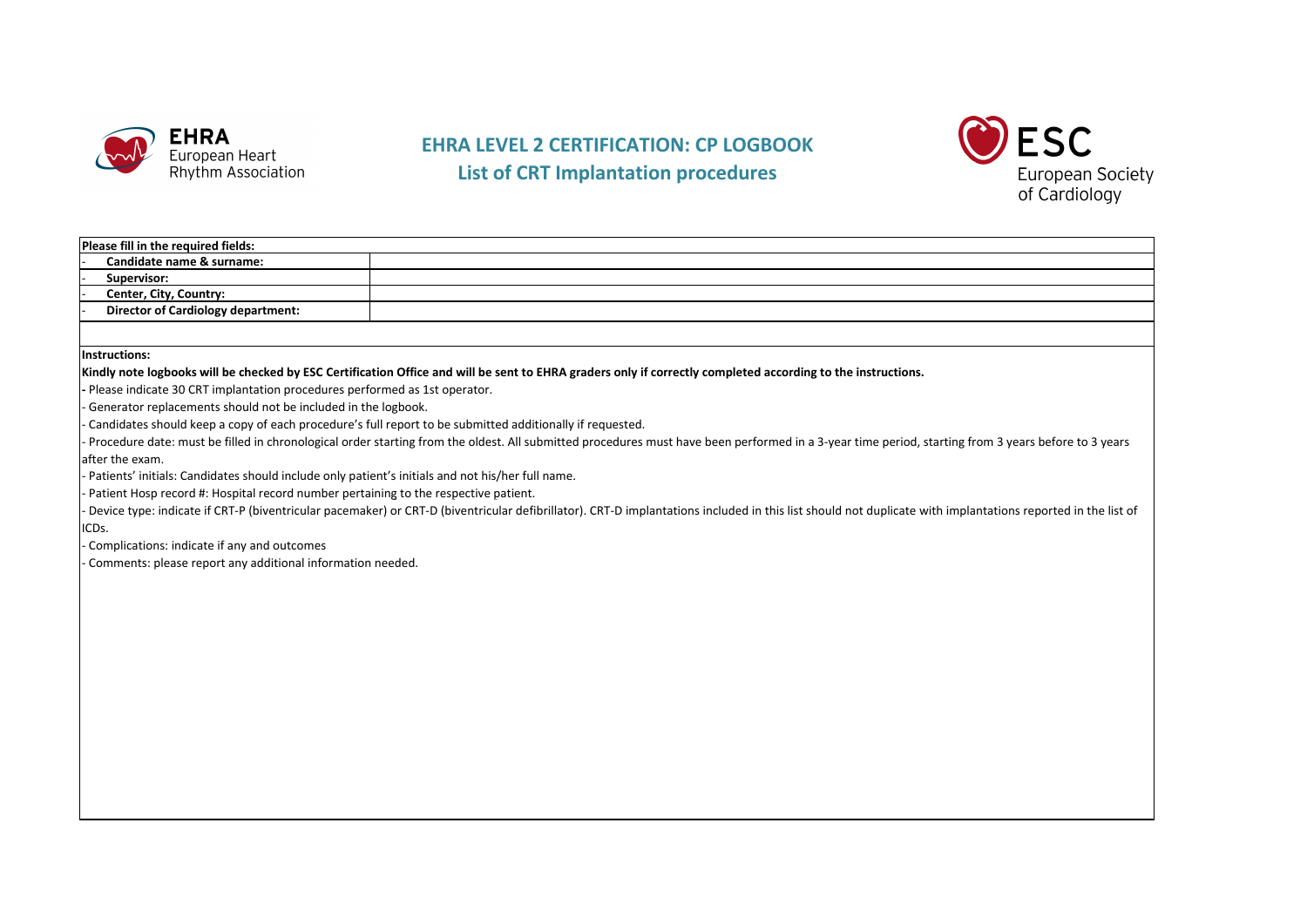EHRA European Heart Rhythm Association

# EHRA LEVEL 2 CERTIFICATION: CP LOGBOOK

## List of CRT Implantation procedures

ESC European Society of Cardiology

| **Please fill in the required fields:** | |
|---|---|
| - **Candidate name & surname:** | |
| - **Supervisor:** | |
| - **Center, City, Country:** | |
| - **Director of Cardiology department:** | |

**Instructions:**

**Kindly note logbooks will be checked by ESC Certification Office and will be sent to EHRA graders only if correctly completed according to the instructions.**

- Please indicate 30 CRT implantation procedures performed as 1st operator.
- Generator replacements should not be included in the logbook.
- Candidates should keep a copy of each procedure's full report to be submitted additionally if requested.
- Procedure date: must be filled in chronological order starting from the oldest. All submitted procedures must have been performed in a 3-year time period, starting from 3 years before to 3 years after the exam.
- Patients' initials: Candidates should include only patient's initials and not his/her full name.
- Patient Hosp record #: Hospital record number pertaining to the respective patient.
- Device type: indicate if CRT-P (biventricular pacemaker) or CRT-D (biventricular defibrillator). CRT-D implantations included in this list should not duplicate with implantations reported in the list of ICDs.
- Complications: indicate if any and outcomes
- Comments: please report any additional information needed.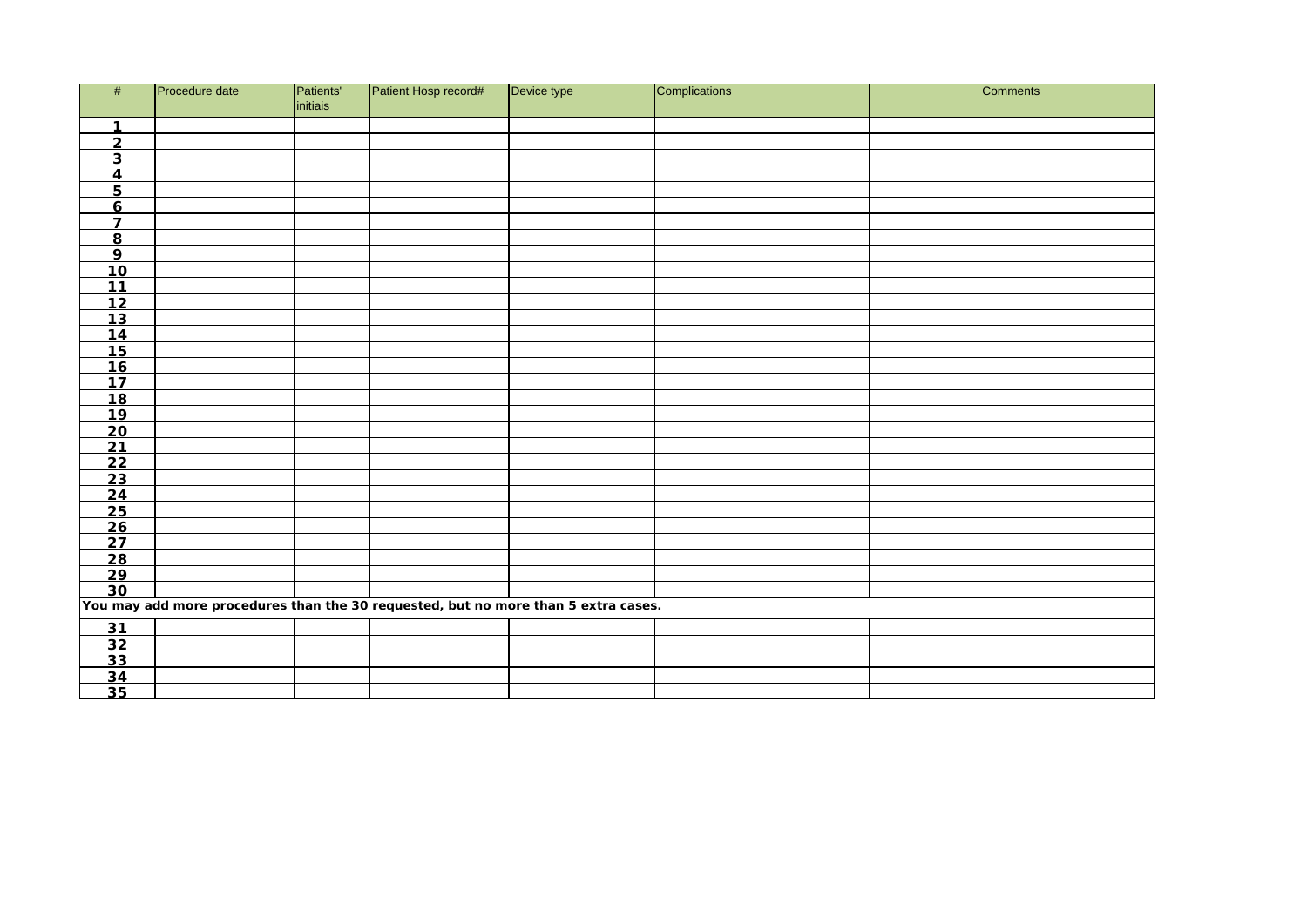| # | Procedure date | Patients' initiais | Patient Hosp record# | Device type | Complications | Comments |
|---|---|---|---|---|---|---|
| 1 | | | | | | |
| 2 | | | | | | |
| 3 | | | | | | |
| 4 | | | | | | |
| 5 | | | | | | |
| 6 | | | | | | |
| 7 | | | | | | |
| 8 | | | | | | |
| 9 | | | | | | |
| 10 | | | | | | |
| 11 | | | | | | |
| 12 | | | | | | |
| 13 | | | | | | |
| 14 | | | | | | |
| 15 | | | | | | |
| 16 | | | | | | |
| 17 | | | | | | |
| 18 | | | | | | |
| 19 | | | | | | |
| 20 | | | | | | |
| 21 | | | | | | |
| 22 | | | | | | |
| 23 | | | | | | |
| 24 | | | | | | |
| 25 | | | | | | |
| 26 | | | | | | |
| 27 | | | | | | |
| 28 | | | | | | |
| 29 | | | | | | |
| 30 | | | | | | |
| **You may add more procedures than the 30 requested, but no more than 5 extra cases.** | | | | | | |
| 31 | | | | | | |
| 32 | | | | | | |
| 33 | | | | | | |
| 34 | | | | | | |
| 35 | | | | | | |